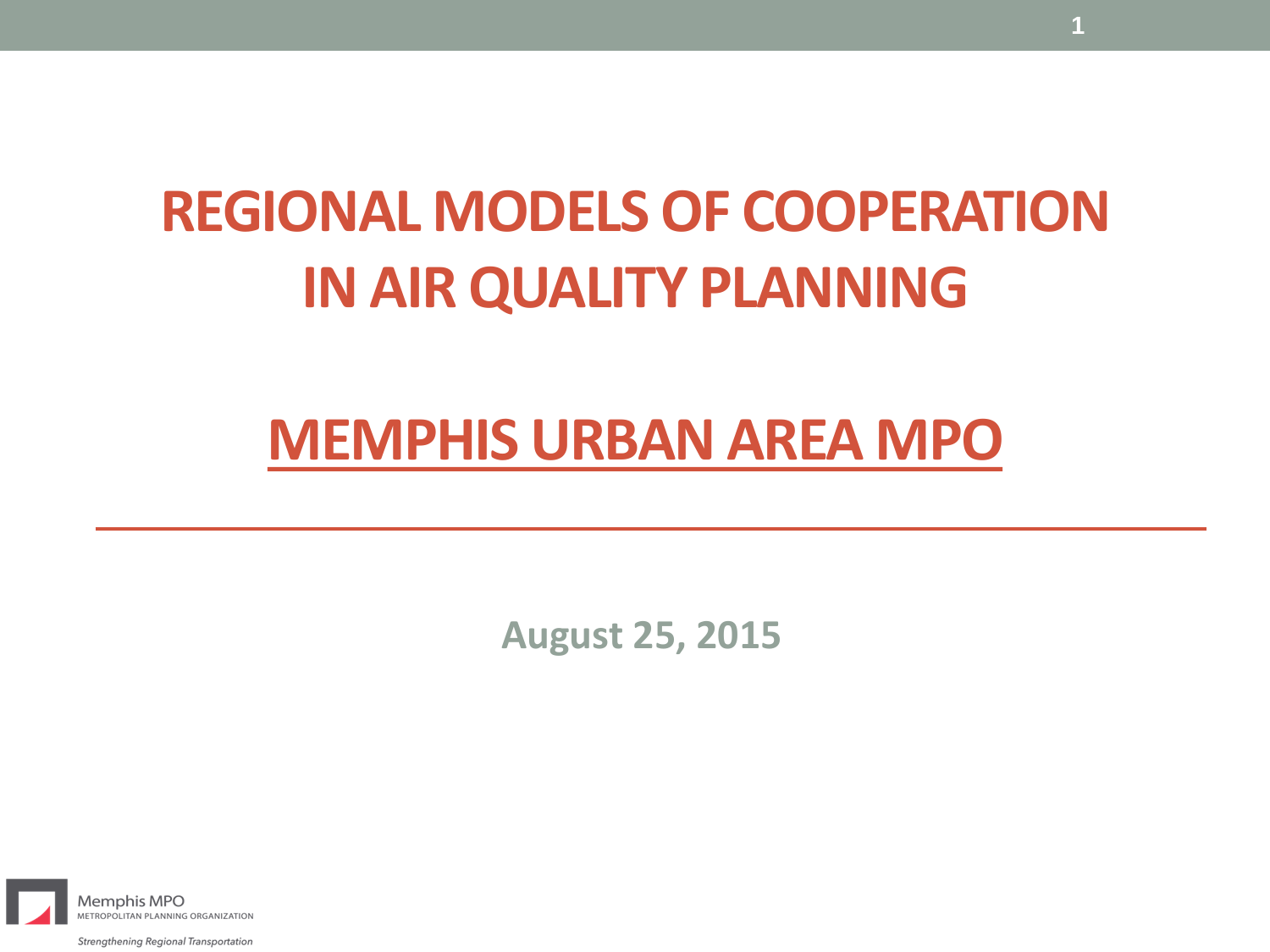# REGIONAL MODELS OF COOPERATION IN AIR QUALITY PLANNING

## MEMPHIS URBAN AREA MPO

August 25, 2015

Memphis MPO
METROPOLITAN PLANNING ORGANIZATION

*Strengthening Regional Transportation*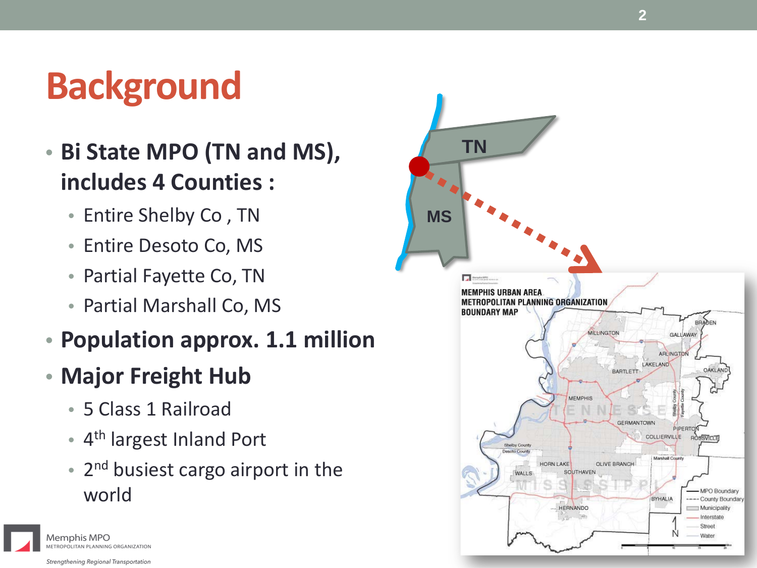# Background

- **Bi State MPO (TN and MS), includes 4 Counties :**
  - Entire Shelby Co , TN
  - Entire Desoto Co, MS
  - Partial Fayette Co, TN
  - Partial Marshall Co, MS
- **Population approx. 1.1 million**
- **Major Freight Hub**
  - 5 Class 1 Railroad
  - 4th largest Inland Port
  - 2nd busiest cargo airport in the world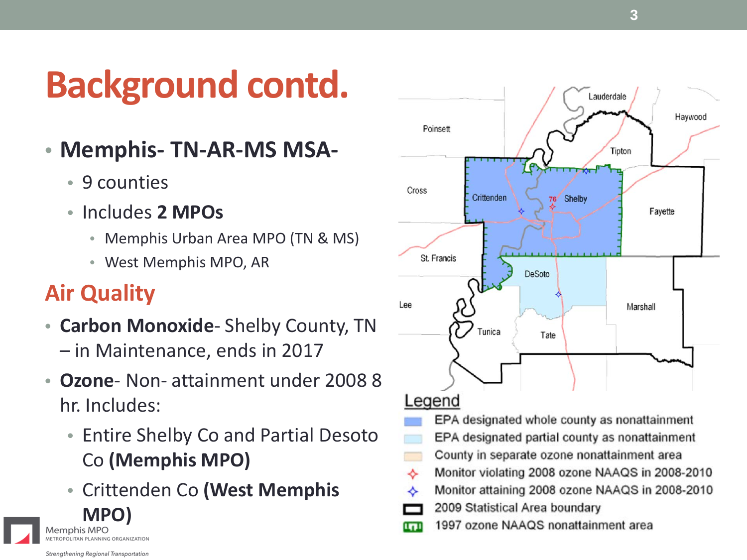# Background contd.

- **Memphis- TN-AR-MS MSA-**
  - 9 counties
  - Includes **2 MPOs**
    - Memphis Urban Area MPO (TN & MS)
    - West Memphis MPO, AR

## Air Quality

- **Carbon Monoxide**- Shelby County, TN – in Maintenance, ends in 2017
- **Ozone**- Non- attainment under 2008 8 hr. Includes:
  - Entire Shelby Co and Partial Desoto Co **(Memphis MPO)**
  - Crittenden Co **(West Memphis MPO)**

Legend

- EPA designated whole county as nonattainment
- EPA designated partial county as nonattainment
- County in separate ozone nonattainment area
- Monitor violating 2008 ozone NAAQS in 2008-2010
- Monitor attaining 2008 ozone NAAQS in 2008-2010
- 2009 Statistical Area boundary
- 1997 ozone NAAQS nonattainment area

Memphis MPO
METROPOLITAN PLANNING ORGANIZATION

*Strengthening Regional Transportation*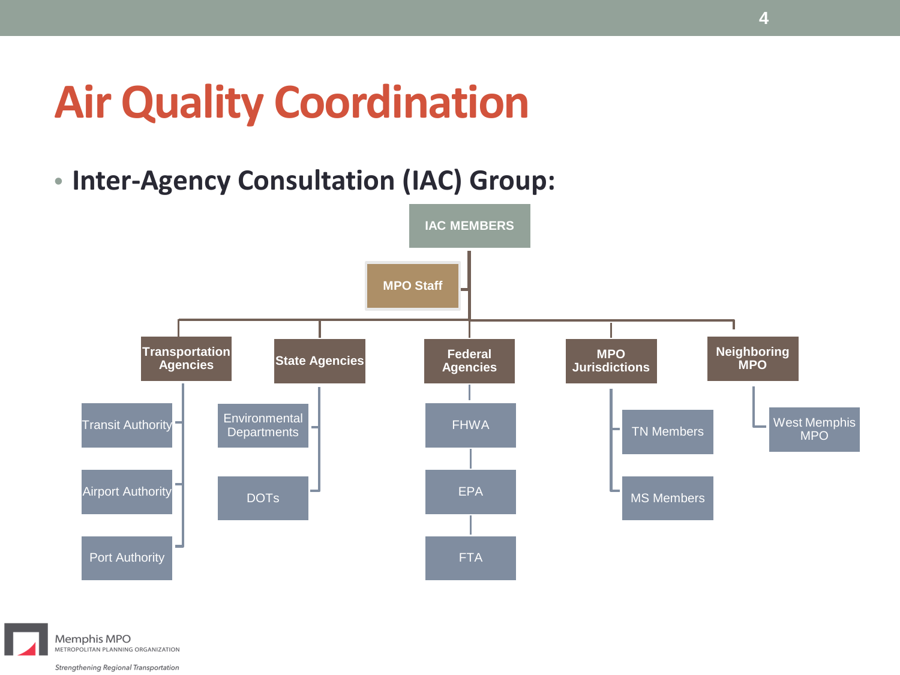# Air Quality Coordination

- **Inter-Agency Consultation (IAC) Group:**

**IAC MEMBERS**

- **MPO Staff**
- **Transportation Agencies**
  - Transit Authority
  - Airport Authority
  - Port Authority
- **State Agencies**
  - Environmental Departments
  - DOTs
- **Federal Agencies**
  - FHWA
  - EPA
  - FTA
- **MPO Jurisdictions**
  - TN Members
  - MS Members
- **Neighboring MPO**
  - West Memphis MPO

Memphis MPO
METROPOLITAN PLANNING ORGANIZATION
*Strengthening Regional Transportation*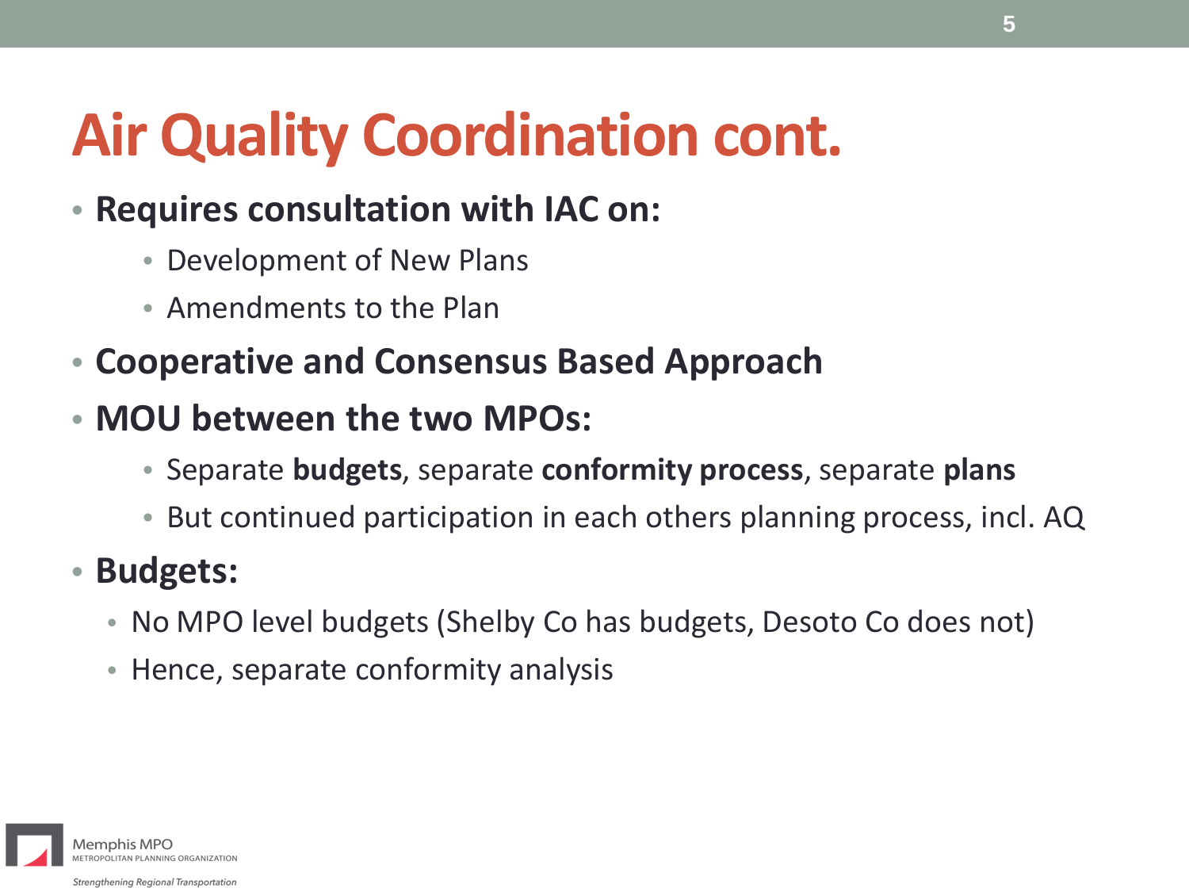# Air Quality Coordination cont.

- **Requires consultation with IAC on:**
  - Development of New Plans
  - Amendments to the Plan
- **Cooperative and Consensus Based Approach**
- **MOU between the two MPOs:**
  - Separate **budgets**, separate **conformity process**, separate **plans**
  - But continued participation in each others planning process, incl. AQ
- **Budgets:**
  - No MPO level budgets (Shelby Co has budgets, Desoto Co does not)
  - Hence, separate conformity analysis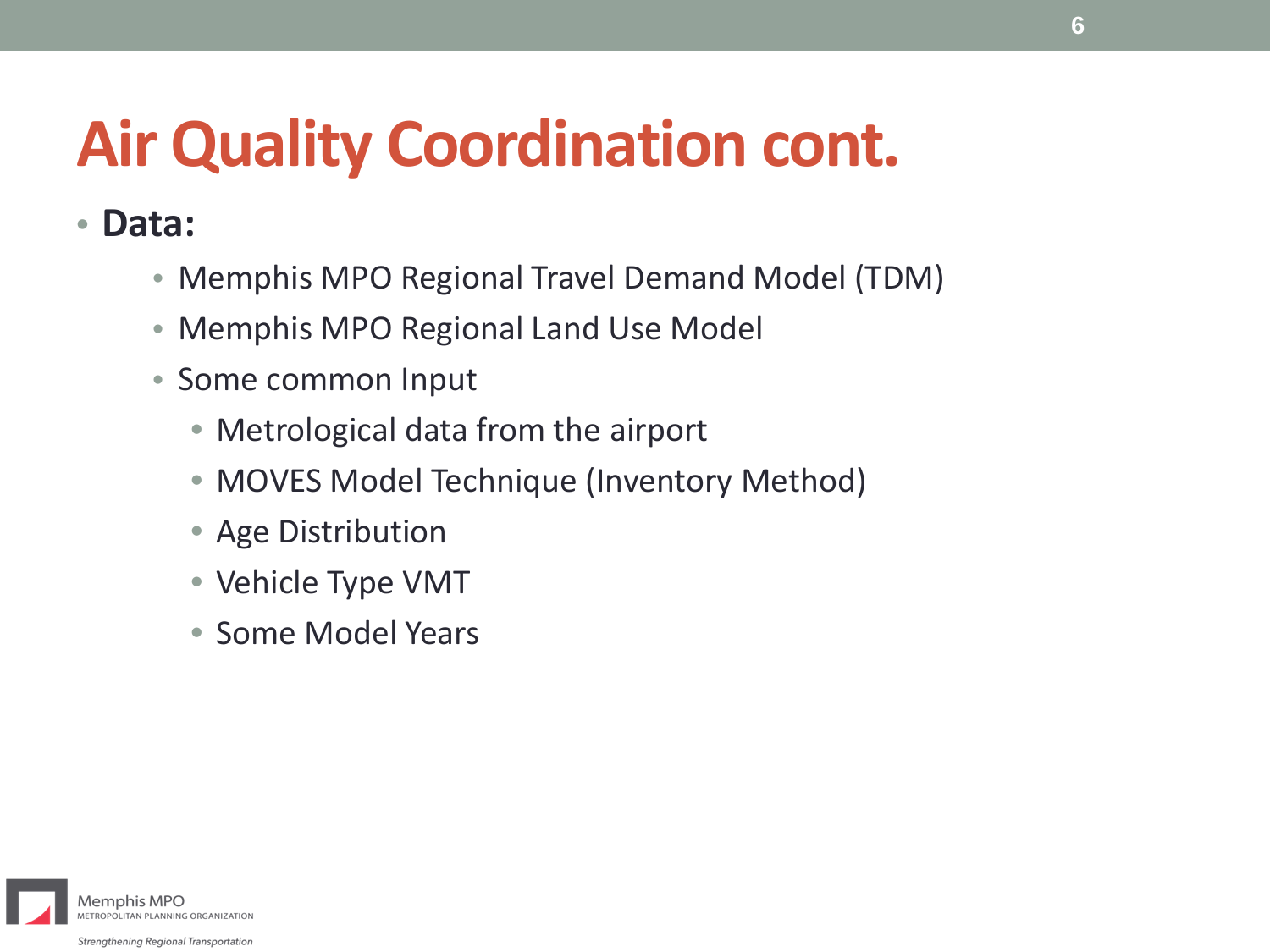# Air Quality Coordination cont.

- **Data:**
  - Memphis MPO Regional Travel Demand Model (TDM)
  - Memphis MPO Regional Land Use Model
  - Some common Input
    - Metrological data from the airport
    - MOVES Model Technique (Inventory Method)
    - Age Distribution
    - Vehicle Type VMT
    - Some Model Years

Memphis MPO
METROPOLITAN PLANNING ORGANIZATION

*Strengthening Regional Transportation*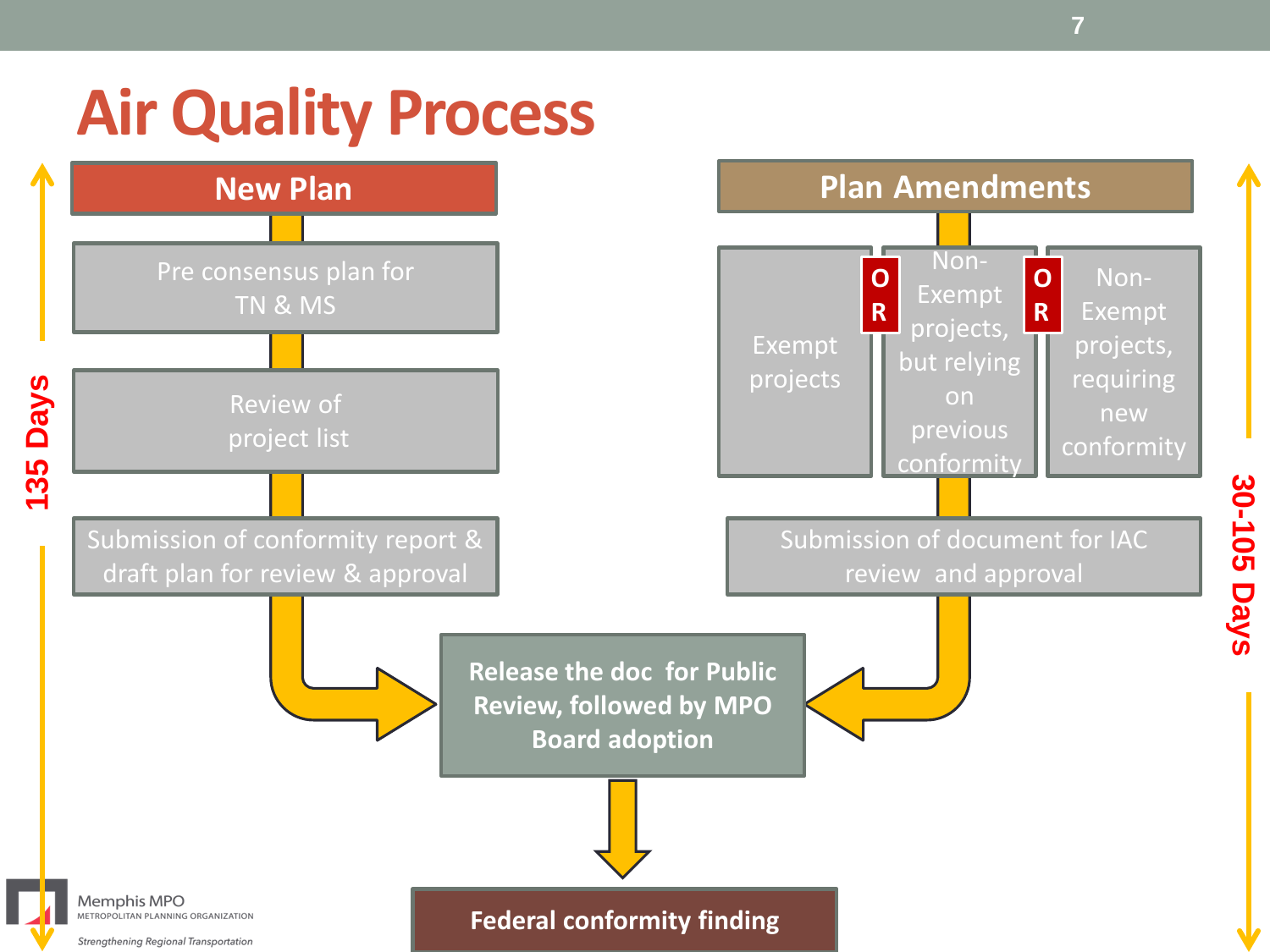# Air Quality Process

## New Plan

135 Days

- Pre consensus plan for TN & MS
- Review of project list
- Submission of conformity report & draft plan for review & approval

## Plan Amendments

30-105 Days

- Exempt projects

OR

- Non-Exempt projects, but relying on previous conformity

OR

- Non-Exempt projects, requiring new conformity

- Submission of document for IAC review and approval

**Release the doc for Public Review, followed by MPO Board adoption**

**Federal conformity finding**

Memphis MPO
METROPOLITAN PLANNING ORGANIZATION
*Strengthening Regional Transportation*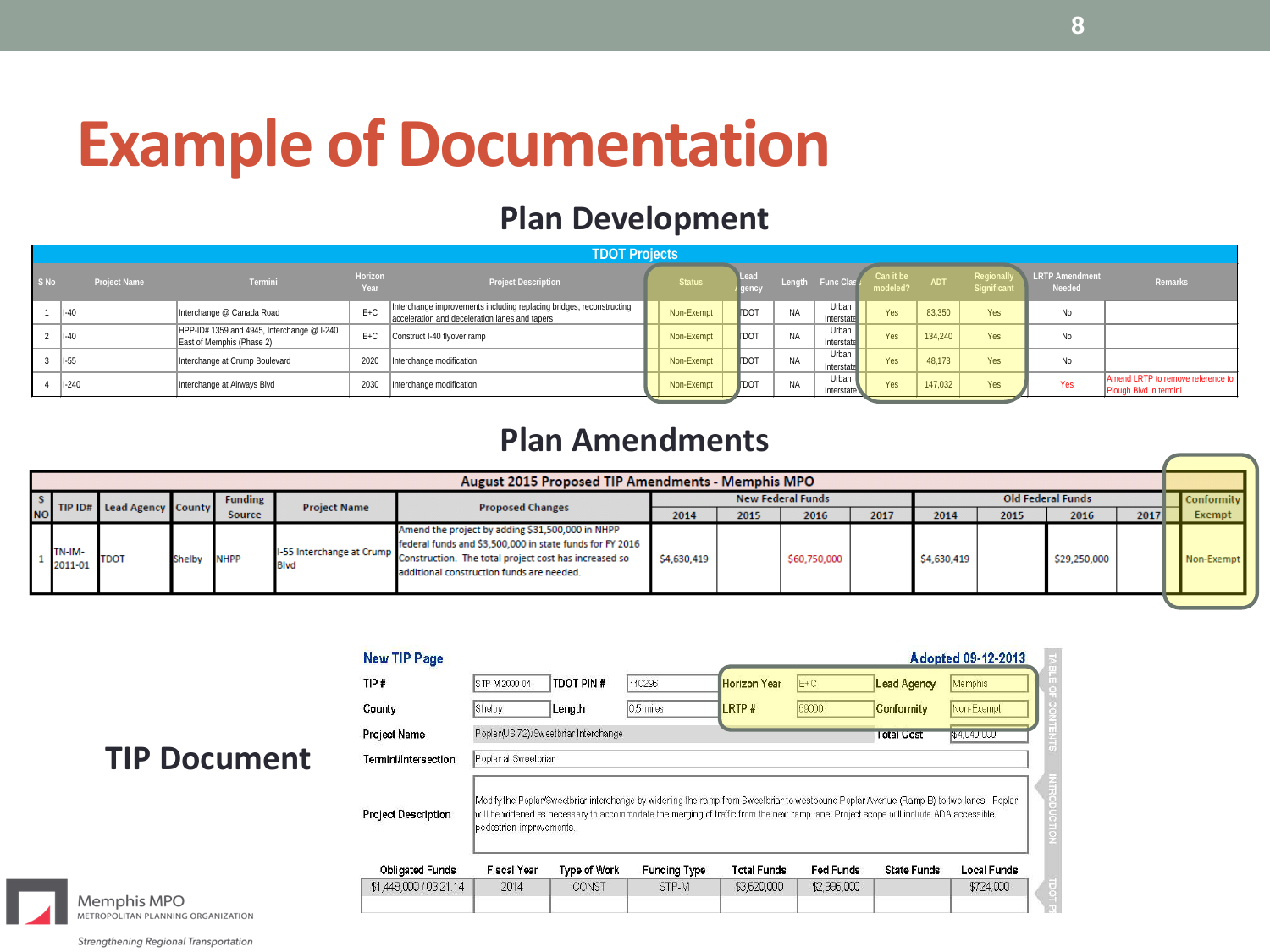# Example of Documentation

## Plan Development

| TDOT Projects | | | | | | | | | | | | | |
|---|---|---|---|---|---|---|---|---|---|---|---|---|---|
| S No | Project Name | Termini | Horizon Year | Project Description | Status | Lead Agency | Length | Func Class | Can it be modeled? | ADT | Regionally Significant | LRTP Amendment Needed | Remarks |
| 1 | I-40 | Interchange @ Canada Road | E+C | Interchange improvements including replacing bridges, reconstructing acceleration and deceleration lanes and tapers | Non-Exempt | TDOT | NA | Urban Interstate | Yes | 83,350 | Yes | No | |
| 2 | I-40 | HPP-ID# 1359 and 4945, Interchange @ I-240 East of Memphis (Phase 2) | E+C | Construct I-40 flyover ramp | Non-Exempt | TDOT | NA | Urban Interstate | Yes | 134,240 | Yes | No | |
| 3 | I-55 | Interchange at Crump Boulevard | 2020 | Interchange modification | Non-Exempt | TDOT | NA | Urban Interstate | Yes | 48,173 | Yes | No | |
| 4 | I-240 | Interchange at Airways Blvd | 2030 | Interchange modification | Non-Exempt | TDOT | NA | Urban Interstate | Yes | 147,032 | Yes | Yes | Amend LRTP to remove reference to Plough Blvd in termini |

## Plan Amendments

| August 2015 Proposed TIP Amendments - Memphis MPO | | | | | | | | | | | | | | | | |
|---|---|---|---|---|---|---|---|---|---|---|---|---|---|---|---|---|
| S NO | TIP ID# | Lead Agency | County | Funding Source | Project Name | Proposed Changes | New Federal Funds | | | | Old Federal Funds | | | | Conformity Exempt |
| | | | | | | | 2014 | 2015 | 2016 | 2017 | 2014 | 2015 | 2016 | 2017 | |
| 1 | TN-IM-2011-01 | TDOT | Shelby | NHPP | I-55 Interchange at Crump Blvd | Amend the project by adding $31,500,000 in NHPP federal funds and $3,500,000 in state funds for FY 2016 Construction. The total project cost has increased so additional construction funds are needed. | $4,630,419 | | $60,750,000 | | $4,630,419 | | $29,250,000 | | Non-Exempt |

## TIP Document

**New TIP Page** — **Adopted 09-12-2013**

| | | | | | | | |
|---|---|---|---|---|---|---|---|
| TIP # | STP-M-2000-04 | TDOT PIN # | 110296 | Horizon Year | E+C | Lead Agency | Memphis |
| County | Shelby | Length | 0.5 miles | LRTP # | 830001 | Conformity | Non-Exempt |
| Project Name | Poplar(US 72)/Sweetbriar Interchange | | | | | Total Cost | $4,040,000 |
| Termini/Intersection | Poplar at Sweetbriar | | | | | | |
| Project Description | Modify the Poplar/Sweetbriar interchange by widening the ramp from Sweetbriar to westbound Poplar Avenue (Ramp B) to two lanes. Poplar will be widened as necessary to accommodate the merging of traffic from the new ramp lane. Project scope will include ADA accessible pedestrian improvements. | | | | | | |

| Obligated Funding | Fiscal Year | Type of Work | Funding Type | Total Funds | Fed Funds | State Funds | Local Funds |
|---|---|---|---|---|---|---|---|
| $1,449,000 / 03.21.14 | 2014 | CONST | STP-M | $3,620,000 | $2,896,000 | | $724,000 |

Memphis MPO
METROPOLITAN PLANNING ORGANIZATION
*Strengthening Regional Transportation*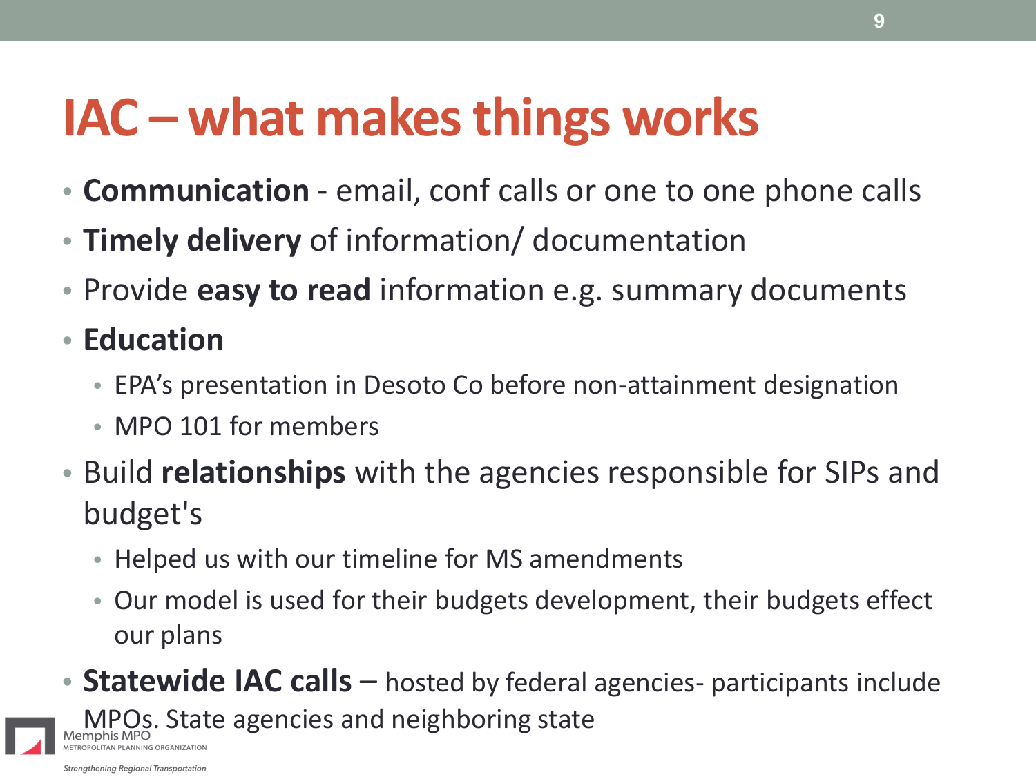# IAC – what makes things works

- **Communication** - email, conf calls or one to one phone calls
- **Timely delivery** of information/ documentation
- Provide **easy to read** information e.g. summary documents
- **Education**
  - EPA's presentation in Desoto Co before non-attainment designation
  - MPO 101 for members
- Build **relationships** with the agencies responsible for SIPs and budget's
  - Helped us with our timeline for MS amendments
  - Our model is used for their budgets development, their budgets effect our plans
- **Statewide IAC calls** – hosted by federal agencies- participants include MPOs. State agencies and neighboring state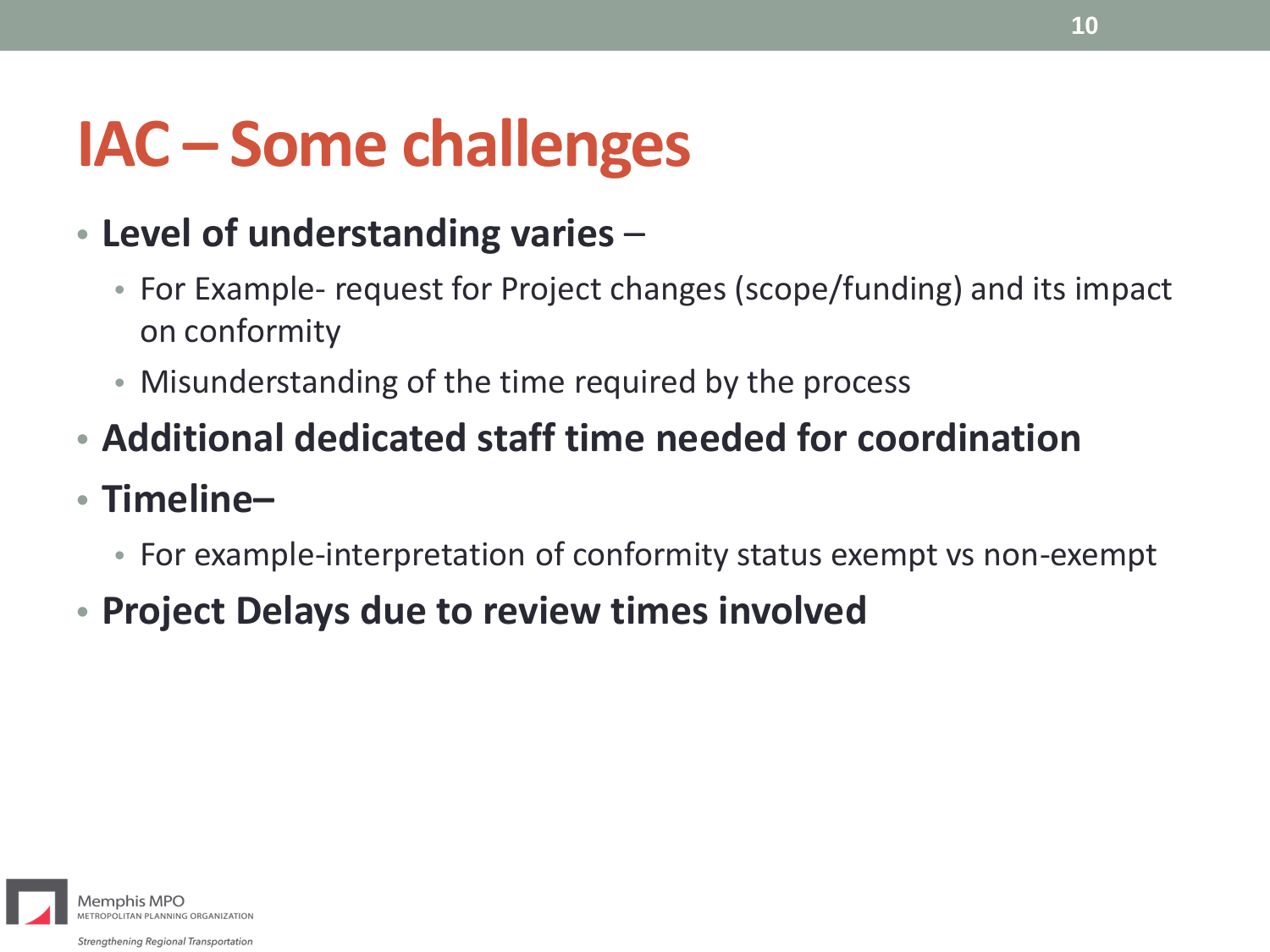# IAC – Some challenges

- **Level of understanding varies** –
  - For Example- request for Project changes (scope/funding) and its impact on conformity
  - Misunderstanding of the time required by the process
- **Additional dedicated staff time needed for coordination**
- **Timeline–**
  - For example-interpretation of conformity status exempt vs non-exempt
- **Project Delays due to review times involved**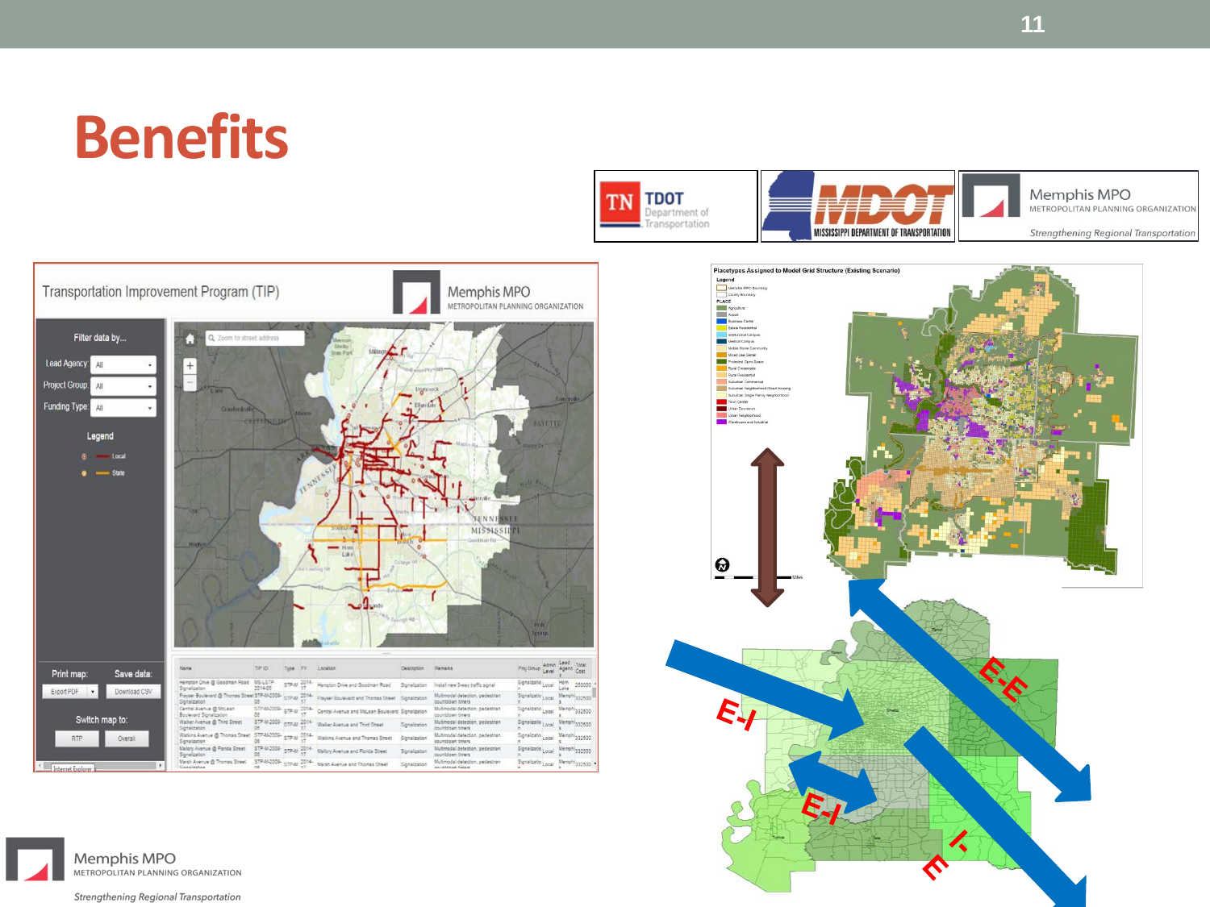# Benefits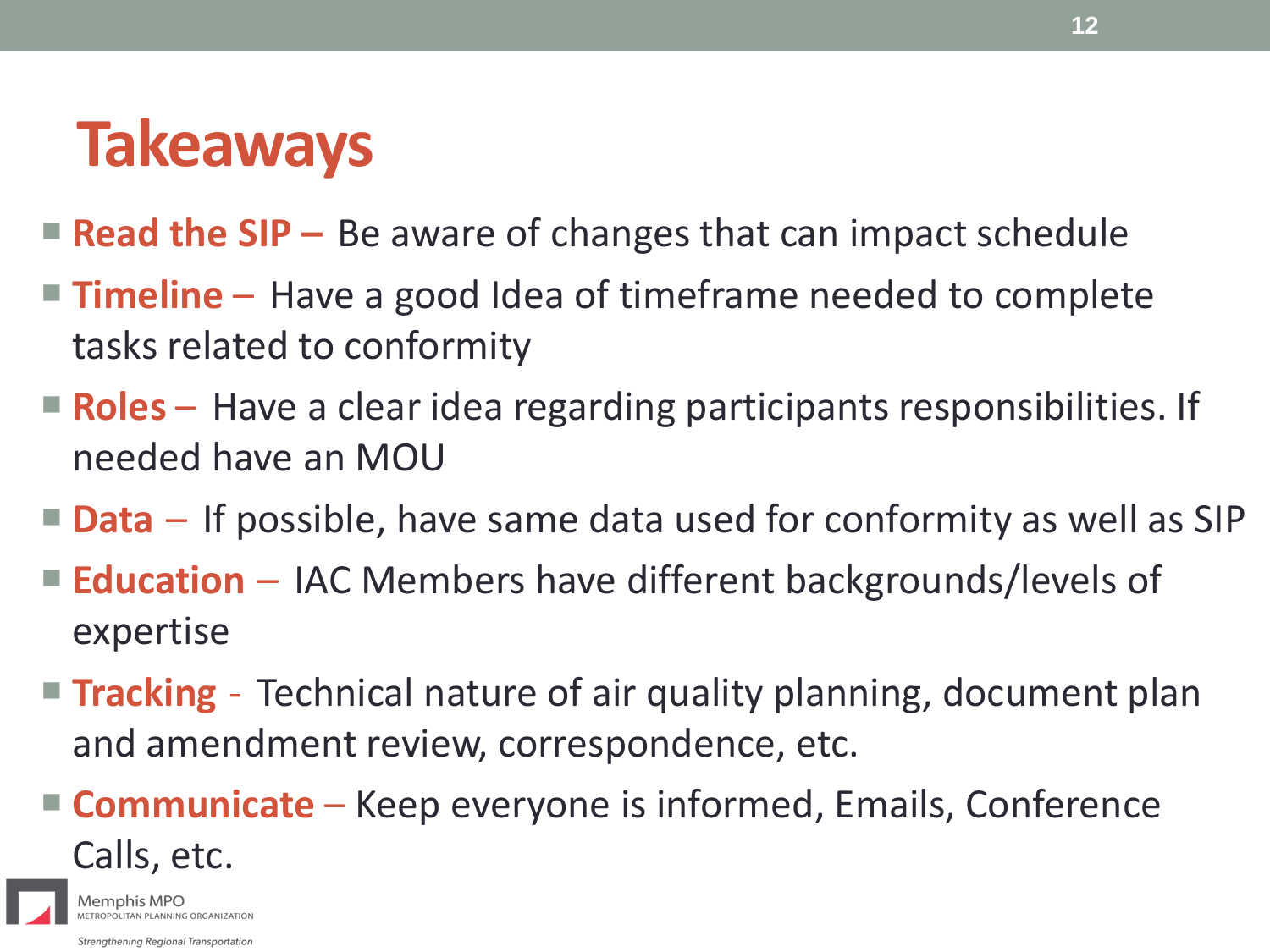# Takeaways

- **Read the SIP –** Be aware of changes that can impact schedule
- **Timeline –** Have a good Idea of timeframe needed to complete tasks related to conformity
- **Roles –** Have a clear idea regarding participants responsibilities. If needed have an MOU
- **Data –** If possible, have same data used for conformity as well as SIP
- **Education –** IAC Members have different backgrounds/levels of expertise
- **Tracking -** Technical nature of air quality planning, document plan and amendment review, correspondence, etc.
- **Communicate –** Keep everyone is informed, Emails, Conference Calls, etc.

Memphis MPO
METROPOLITAN PLANNING ORGANIZATION

*Strengthening Regional Transportation*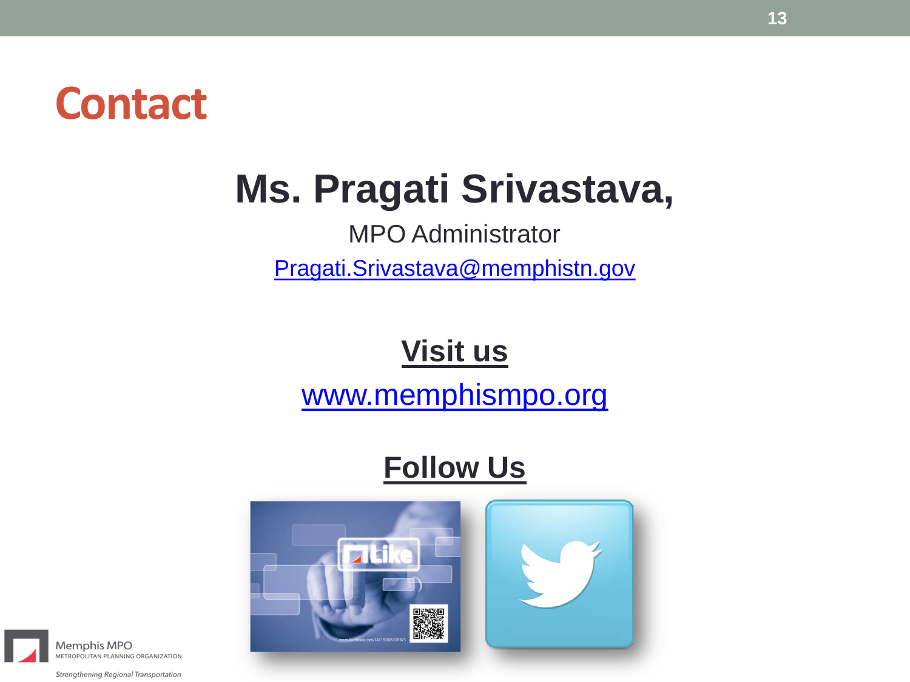# Contact

## Ms. Pragati Srivastava,

MPO Administrator

Pragati.Srivastava@memphistn.gov

## Visit us

www.memphismpo.org

## Follow Us

Memphis MPO
METROPOLITAN PLANNING ORGANIZATION

*Strengthening Regional Transportation*